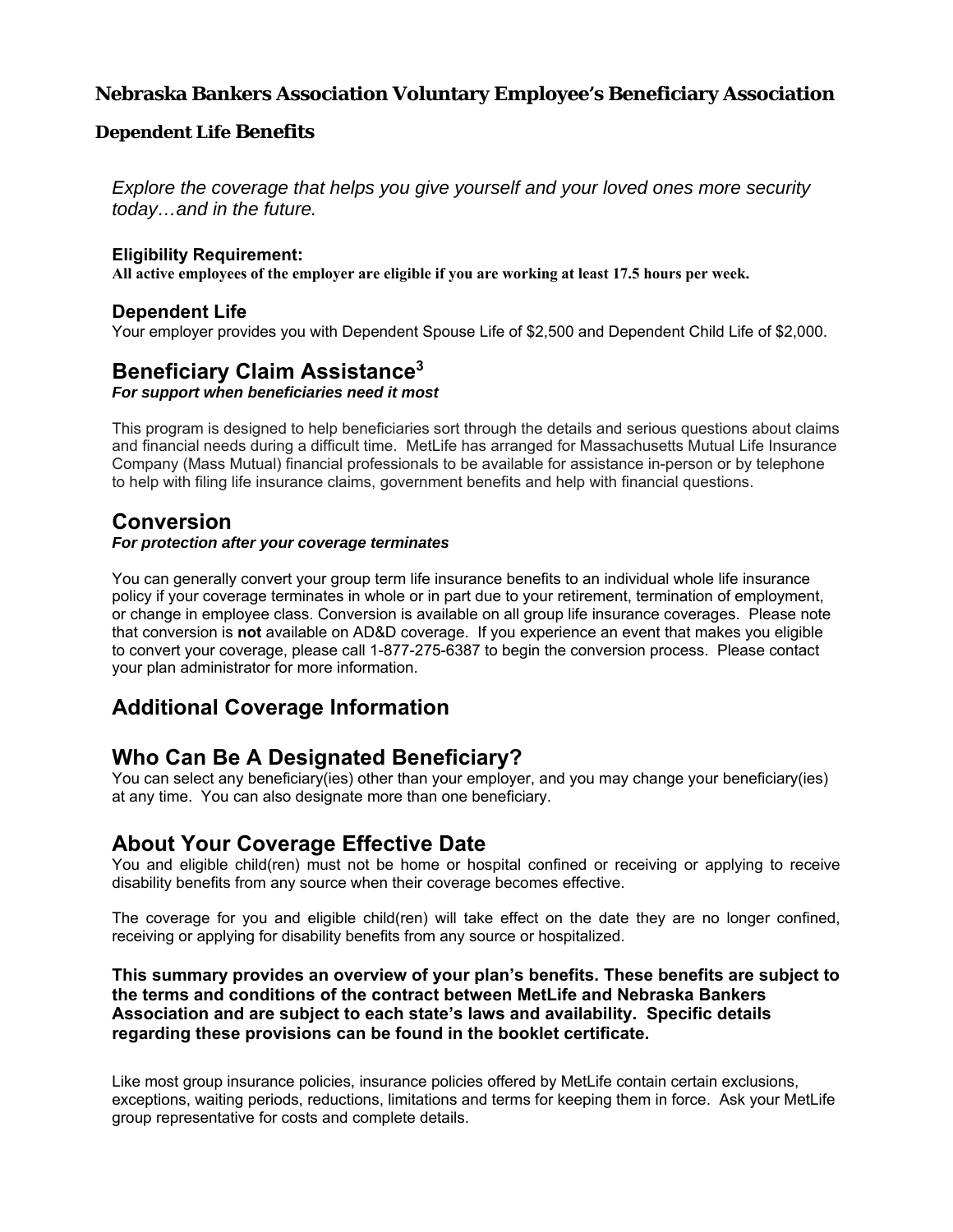# Nebraska Bankers Association Voluntary Employee's Beneficiary Association

## Dependent Life Benefits

*Explore the coverage that helps you give yourself and your loved ones more security today…and in the future.*

**Eligibility Requirement:**
**All active employees of the employer are eligible if you are working at least 17.5 hours per week.**

### Dependent Life

Your employer provides you with Dependent Spouse Life of $2,500 and Dependent Child Life of $2,000.

## Beneficiary Claim Assistance[3]

***For support when beneficiaries need it most***

This program is designed to help beneficiaries sort through the details and serious questions about claims and financial needs during a difficult time. MetLife has arranged for Massachusetts Mutual Life Insurance Company (Mass Mutual) financial professionals to be available for assistance in-person or by telephone to help with filing life insurance claims, government benefits and help with financial questions.

## Conversion

***For protection after your coverage terminates***

You can generally convert your group term life insurance benefits to an individual whole life insurance policy if your coverage terminates in whole or in part due to your retirement, termination of employment, or change in employee class. Conversion is available on all group life insurance coverages. Please note that conversion is **not** available on AD&D coverage. If you experience an event that makes you eligible to convert your coverage, please call 1-877-275-6387 to begin the conversion process. Please contact your plan administrator for more information.

## Additional Coverage Information

## Who Can Be A Designated Beneficiary?

You can select any beneficiary(ies) other than your employer, and you may change your beneficiary(ies) at any time. You can also designate more than one beneficiary.

## About Your Coverage Effective Date

You and eligible child(ren) must not be home or hospital confined or receiving or applying to receive disability benefits from any source when their coverage becomes effective.

The coverage for you and eligible child(ren) will take effect on the date they are no longer confined, receiving or applying for disability benefits from any source or hospitalized.

**This summary provides an overview of your plan's benefits. These benefits are subject to the terms and conditions of the contract between MetLife and Nebraska Bankers Association and are subject to each state's laws and availability. Specific details regarding these provisions can be found in the booklet certificate.**

Like most group insurance policies, insurance policies offered by MetLife contain certain exclusions, exceptions, waiting periods, reductions, limitations and terms for keeping them in force. Ask your MetLife group representative for costs and complete details.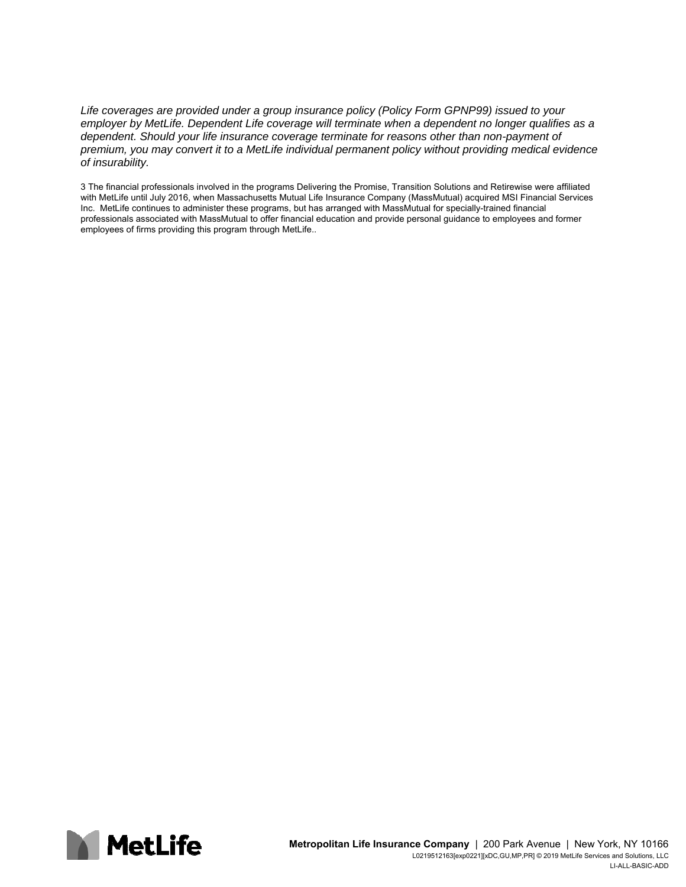*Life coverages are provided under a group insurance policy (Policy Form GPNP99) issued to your employer by MetLife. Dependent Life coverage will terminate when a dependent no longer qualifies as a dependent. Should your life insurance coverage terminate for reasons other than non-payment of premium, you may convert it to a MetLife individual permanent policy without providing medical evidence of insurability.*

3 The financial professionals involved in the programs Delivering the Promise, Transition Solutions and Retirewise were affiliated with MetLife until July 2016, when Massachusetts Mutual Life Insurance Company (MassMutual) acquired MSI Financial Services Inc. MetLife continues to administer these programs, but has arranged with MassMutual for specially-trained financial professionals associated with MassMutual to offer financial education and provide personal guidance to employees and former employees of firms providing this program through MetLife..

MetLife

**Metropolitan Life Insurance Company** | 200 Park Avenue | New York, NY 10166

L0219512163[exp0221][xDC,GU,MP,PR] © 2019 MetLife Services and Solutions, LLC

LI-ALL-BASIC-ADD